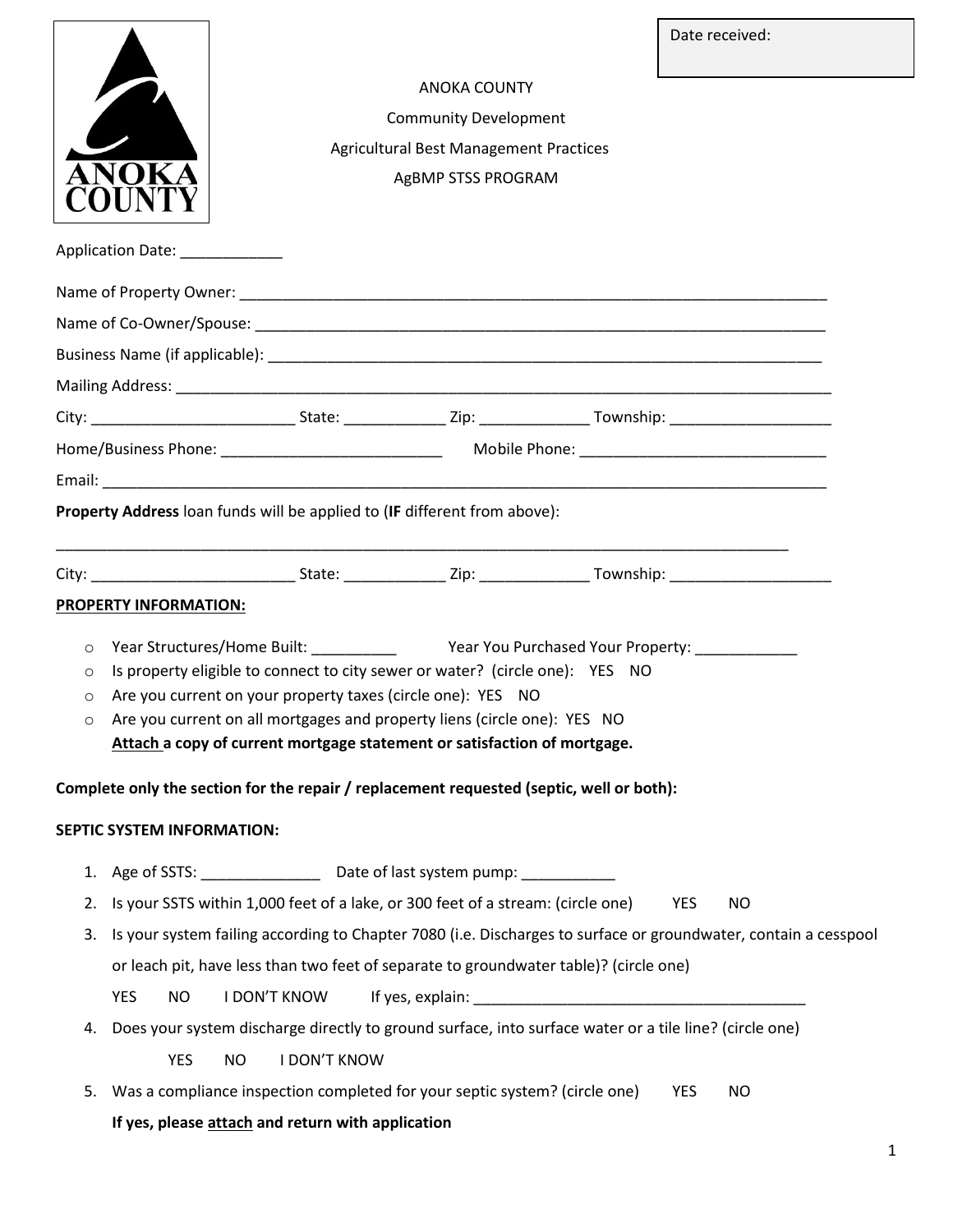Date received:

ANOKA COUNTY

Community Development

Agricultural Best Management Practices

AgBMP STSS PROGRAM

Application Date: ____________

Name of Property Owner: ______________________________________________________________________

Name of Co-Owner/Spouse: _____________________________________________________________________

Business Name (if applicable): __________________________________________________________________

Mailing Address: _______________________________________________________________________________

City: ________________________ State: ____________ Zip: _____________ Township: ___________________

Home/Business Phone: __________________________ Mobile Phone: _____________________________

Email: _________________________________________________________________________________________

**Property Address** loan funds will be applied to (**IF** different from above):

_________________________________________________________________________________________

City: ________________________ State: ____________ Zip: _____________ Township: ___________________

**PROPERTY INFORMATION:**

- Year Structures/Home Built: __________ Year You Purchased Your Property: ____________
- Is property eligible to connect to city sewer or water? (circle one): YES NO
- Are you current on your property taxes (circle one): YES NO
- Are you current on all mortgages and property liens (circle one): YES NO
  **Attach a copy of current mortgage statement or satisfaction of mortgage.**

**Complete only the section for the repair / replacement requested (septic, well or both):**

**SEPTIC SYSTEM INFORMATION:**

1. Age of SSTS: ______________ Date of last system pump: ___________
2. Is your SSTS within 1,000 feet of a lake, or 300 feet of a stream: (circle one) YES NO
3. Is your system failing according to Chapter 7080 (i.e. Discharges to surface or groundwater, contain a cesspool or leach pit, have less than two feet of separate to groundwater table)? (circle one)

   YES NO I DON'T KNOW If yes, explain: ________________________________________
4. Does your system discharge directly to ground surface, into surface water or a tile line? (circle one)

   YES NO I DON'T KNOW
5. Was a compliance inspection completed for your septic system? (circle one) YES NO

   **If yes, please attach and return with application**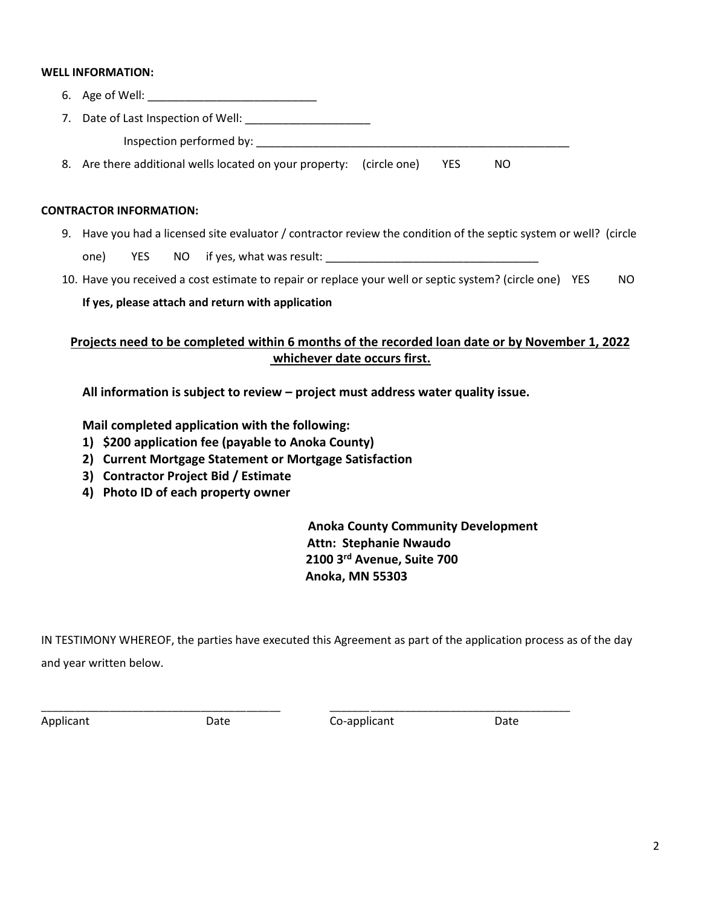**WELL INFORMATION:**

6. Age of Well: ___________________________
7. Date of Last Inspection of Well: ____________________

   Inspection performed by: _____________________________________________________
8. Are there additional wells located on your property: (circle one) YES NO

**CONTRACTOR INFORMATION:**

9. Have you had a licensed site evaluator / contractor review the condition of the septic system or well? (circle one) YES NO if yes, what was result: __________________________________
10. Have you received a cost estimate to repair or replace your well or septic system? (circle one) YES NO

    **If yes, please attach and return with application**

**<u>Projects need to be completed within 6 months of the recorded loan date or by November 1, 2022 whichever date occurs first.</u>**

**All information is subject to review – project must address water quality issue.**

**Mail completed application with the following:**

1) **$200 application fee (payable to Anoka County)**
2) **Current Mortgage Statement or Mortgage Satisfaction**
3) **Contractor Project Bid / Estimate**
4) **Photo ID of each property owner**

**Anoka County Community Development**
**Attn: Stephanie Nwaudo**
**2100 3rd Avenue, Suite 700**
**Anoka, MN 55303**

IN TESTIMONY WHEREOF, the parties have executed this Agreement as part of the application process as of the day and year written below.

_______________________________________ _______________________________________

Applicant Date Co-applicant Date